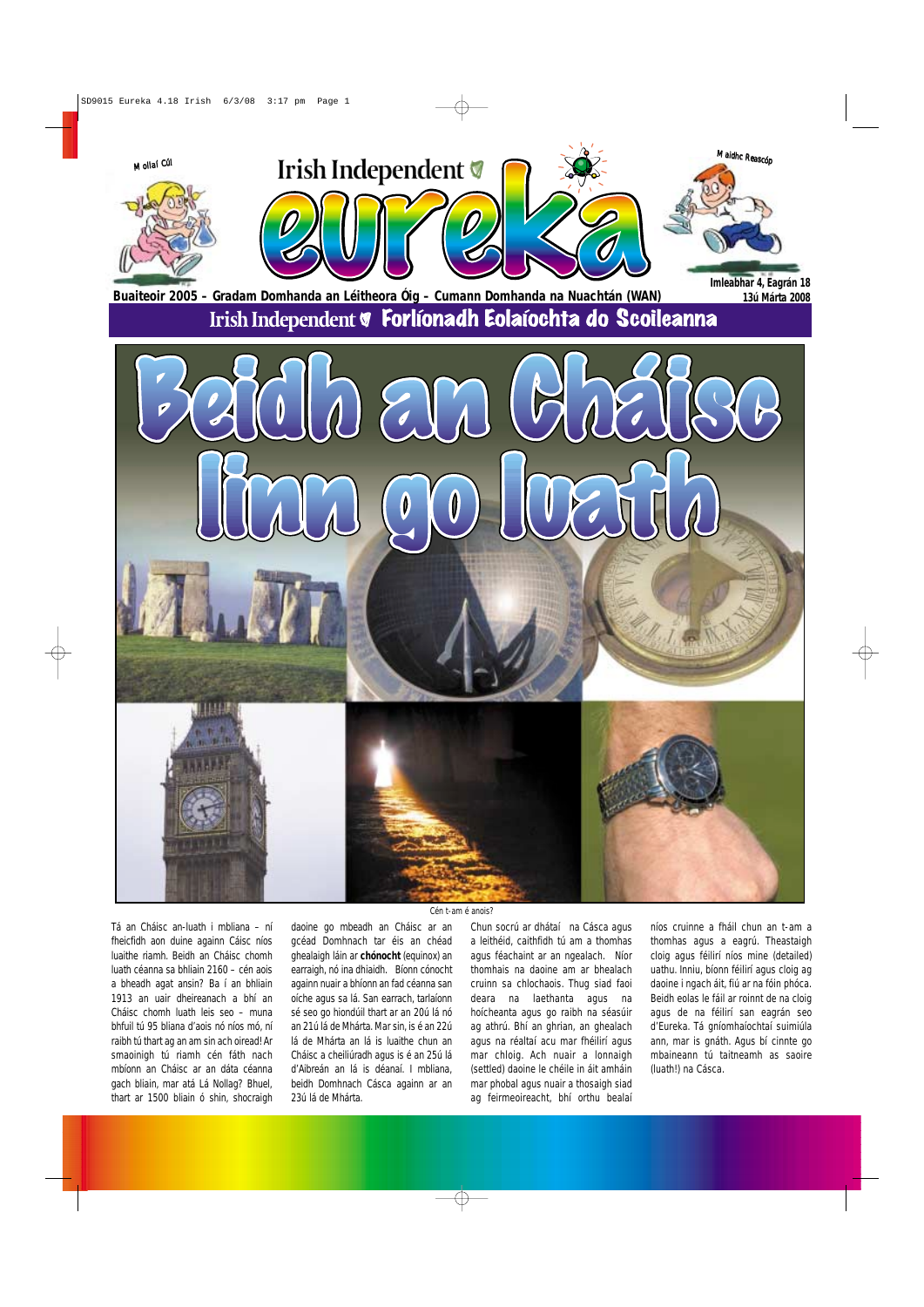Mollaí Cúl

Irish Independent

# eureka

Maidhc Reascóp

**Buaiteoir 2005 – Gradam Domhanda an Léitheora Óig – Cumann Domhanda na Nuachtán (WAN)**

**Imleabhar 4, Eagrán 18**
**13ú Márta 2008**

**Irish Independent Forlíonadh Eolaíochta do Scoileanna**

# Beidh an Cháisc linn go luath

Cén t-am é anois?

Tá an Cháisc an-luath i mbliana – ní fheicfidh aon duine againn Cáisc níos luaithe riamh. Beidh an Cháisc chomh luath céanna sa bhliain 2160 – cén aois a bheadh agat ansin? Ba í an bhliain 1913 an uair dheireanach a bhí an Cháisc chomh luath leis seo – muna bhfuil tú 95 bliana d'aois nó níos mó, ní raibh tú thart ag an am sin ach oiread! Ar smaoinigh tú riamh cén fáth nach mbíonn an Cháisc ar an dáta céanna gach bliain, mar atá Lá Nollag? Bhuel, thart ar 1500 bliain ó shin, shocraigh daoine go mbeadh an Cháisc ar an gcéad Domhnach tar éis an chéad ghealaigh láin ar **chónocht** (equinox) an earraigh, nó ina dhiaidh. Bíonn cónocht againn nuair a bhíonn an fad céanna san oíche agus sa lá. San earrach, tarlaíonn sé seo go hiondúil thart ar an 20ú lá nó an 21ú lá de Mhárta. Mar sin, is é an 22ú lá de Mhárta an lá is luaithe chun an Cháisc a cheiliúradh agus is é an 25ú lá d'Aibreán an lá is déanaí. I mbliana, beidh Domhnach Cásca againn ar an 23ú lá de Mhárta.

Chun socrú ar dhátaí na Cásca agus a leithéid, caithfidh tú am a thomhas agus féachaint ar an ngealach. Níor thomhais na daoine am ar bhealach cruinn sa chlochaois. Thug siad faoi deara na laethanta agus na hoícheanta agus go raibh na séasúir ag athrú. Bhí an ghrian, an ghealach agus na réaltaí acu mar fhéilirí agus mar chloig. Ach nuair a lonnaigh (settled) daoine le chéile in áit amháin mar phobal agus nuair a thosaigh siad ag feirmeoireacht, bhí orthu bealaí níos cruinne a fháil chun an t-am a thomhas agus a eagrú. Theastaigh cloig agus féilirí níos mine (detailed) uathu. Inniu, bíonn féilirí agus cloig ag daoine i ngach áit, fiú ar na fóin phóca. Beidh eolas le fáil ar roinnt de na cloig agus de na féilirí san eagrán seo d'Eureka. Tá gníomhaíochtaí suimiúla ann, mar is gnáth. Agus bí cinnte go mbaineann tú taitneamh as saoire (luath!) na Cásca.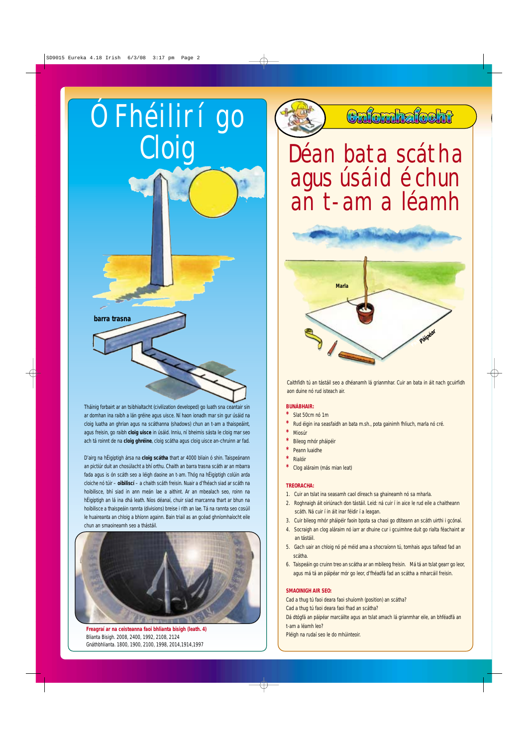# Ó Fhéilirí go Cloig

barra trasna

Tháinig forbairt ar an tsibhialtacht (civilization developed) go luath sna ceantair sin ar domhan ina raibh a lán gréine agus uisce. Ní haon ionadh mar sin gur úsáid na cloig luatha an ghrian agus na scáthanna (shadows) chun an t-am a thaispeáint, agus freisin, go raibh **cloig uisce** in úsáid. Inniu, ní bheimis sásta le cloig mar seo ach tá roinnt de na **cloig ghréine**, cloig scátha agus cloig uisce an-chruinn ar fad.

D'airg na hÉigiptigh ársa na **cloig scátha** thart ar 4000 bliain ó shin. Taispeánann an pictiúr duit an chosúlacht a bhí orthu. Chaith an barra trasna scáth ar an mbarra fada agus is ón scáth seo a léigh daoine an t-am. Thóg na hÉigiptigh colúin arda cloiche nó túir – **oibiliscí** – a chaith scáth freisin. Nuair a d'fhéach siad ar scáth na hoibilisce, bhí siad in ann meán lae a aithint. Ar an mbealach seo, roinn na hÉigiptigh an lá ina dhá leath. Níos déanaí, chuir siad marcanna thart ar bhun na hoibilisce a thaispeáin rannta (divisions) breise i rith an lae. Tá na rannta seo cosúil le huaireanta an chloig a bhíonn againn. Bain triail as an gcéad ghníomhaíocht eile chun an smaoineamh seo a thástáil.

**Freagraí ar na ceisteanna faoi bhlianta bisigh (leath. 4)**
Blianta Bisigh. 2008, 2400, 1992, 2108, 2124
Gnáthbhlianta. 1800, 1900, 2100, 1998, 2014,1914,1997

## Gníomhaíocht

# Déan bata scátha agus úsáid é chun an t-am a léamh

Marla

Páipéar

Caithfidh tú an tástáil seo a dhéanamh lá grianmhar. Cuir an bata in áit nach gcuirfidh aon duine nó rud isteach air.

**BUNÁBHAIR:**

* Slat 50cm nó 1m
* Rud éigin ina seasfaidh an bata m.sh., pota gainimh fhliuch, marla nó cré.
* Miosúr
* Bileog mhór pháipéir
* Peann luaidhe
* Rialóir
* Clog aláraim (más mian leat)

**TREORACHA:**

1. Cuir an tslat ina seasamh caol díreach sa ghaineamh nó sa mharla.
2. Roghnaigh áit oiriúnach don tástáil. Leid: ná cuir í in aice le rud eile a chaitheann scáth. Ná cuir í in áit inar féidir í a leagan.
3. Cuir bileog mhór pháipéir faoin bpota sa chaoi go dtiteann an scáth uirthi i gcónaí.
4. Socraigh an clog aláraim nó iarr ar dhuine cur i gcuimhne duit go rialta féachaint ar an tástáil.
5. Gach uair an chloig nó pé méid ama a shocraíonn tú, tomhais agus taifead fad an scátha.
6. Taispeáin go cruinn treo an scátha ar an mbileog freisin. Má tá an tslat gearr go leor, agus má tá an páipéar mór go leor, d'fhéadfá fad an scátha a mharcáil freisin.

**SMAOINIGH AIR SEO:**

Cad a thug tú faoi deara faoi shuíomh (position) an scátha?
Cad a thug tú faoi deara faoi fhad an scátha?
Dá dtógfá an páipéar marcáilte agus an tslat amach lá grianmhar eile, an bhféadfá an t-am a léamh leo?
Pléigh na rudaí seo le do mhúinteoir.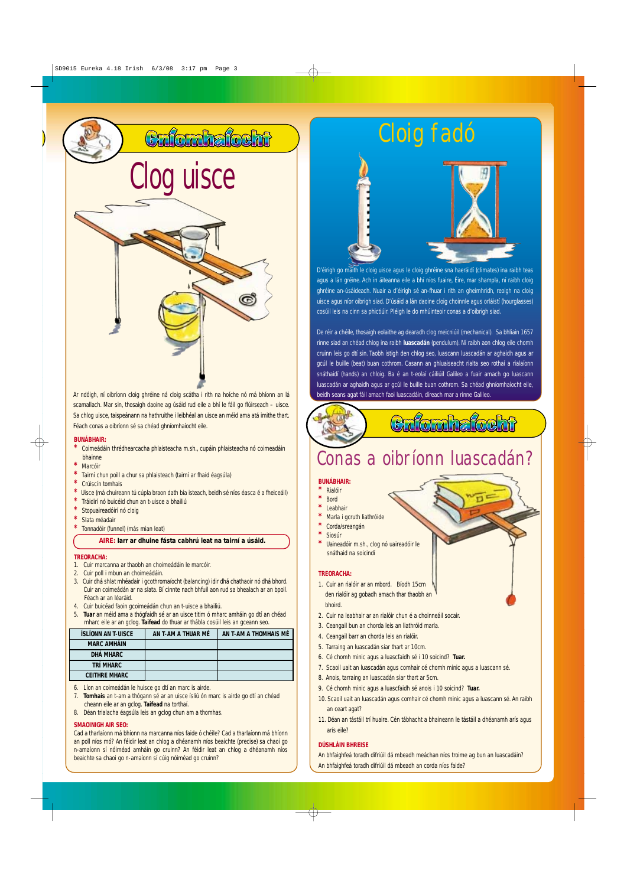## Gníomhaíocht

# Clog uisce

Ar ndóigh, ní oibríonn cloig ghréine ná cloig scátha i rith na hoíche nó má bhíonn an lá scamallach. Mar sin, thosaigh daoine ag úsáid rud eile a bhí le fáil go flúirseach – uisce. Sa chlog uisce, taispeánann na hathruithe i leibhéal an uisce an méid ama atá imithe thart. Féach conas a oibríonn sé sa chéad ghníomhaíocht eile.

**BUNÁBHAIR:**

* Coimeádáin thrédhearcacha phlaisteacha m.sh., cupáin phlaisteacha nó coimeádáin bhainne
* Marcóir
* Tairní chun poill a chur sa phlaisteach (tairní ar fhaid éagsúla)
* Crúiscín tomhais
* Uisce (má chuireann tú cúpla braon dath bia isteach, beidh sé níos éasca é a fheiceáil)
* Tráidírí nó buicéid chun an t-uisce a bhailiú
* Stopuaireadóirí nó cloig
* Slata méadair
* Tonnadóir (funnel) (más mian leat)

**AIRE: Iarr ar dhuine fásta cabhrú leat na tairní a úsáid.**

**TREORACHA:**

1. Cuir marcanna ar thaobh an choimeádáin le marcóir.
2. Cuir poll i mbun an choimeádáin.
3. Cuir dhá shlat mhéadair i gcothromaíocht (balancing) idir dhá chathaoir nó dhá bhord. Cuir an coimeádán ar na slata. Bí cinnte nach bhfuil aon rud sa bhealach ar an bpoll. Féach ar an léaráid.
4. Cuir buicéad faoin gcoimeádán chun an t-uisce a bhailiú.
5. **Tuar** an méid ama a thógfaidh sé ar an uisce titim ó mharc amháin go dtí an chéad mharc eile ar an gclog. **Taifead** do thuar ar thábla cosúil leis an gceann seo.

| ÍSLÍONN AN T-UISCE | AN T-AM A THUAR MÉ | AN T-AM A THOMHAIS MÉ |
|---|---|---|
| MARC AMHÁIN | | |
| DHÁ MHARC | | |
| TRÍ MHARC | | |
| CEITHRE MHARC | | |

6. Líon an coimeádán le huisce go dtí an marc is airde.
7. **Tomhais** an t-am a thógann sé ar an uisce ísliú ón marc is airde go dtí an chéad cheann eile ar an gclog. **Taifead** na torthaí.
8. Déan trialacha éagsúla leis an gclog chun am a thomhas.

**SMAOINIGH AIR SEO:**

Cad a tharlaíonn má bhíonn na marcanna níos faide ó chéile? Cad a tharlaíonn má bhíonn an poll níos mó? An féidir leat an chlog a dhéanamh níos beaichte (precise) sa chaoi go n-amaíonn sí nóiméad amháin go cruinn? An féidir leat an chlog a dhéanamh níos beaichte sa chaoi go n-amaíonn sí cúig nóiméad go cruinn?

# Cloig fadó

D'éirigh go maith le cloig uisce agus le cloig ghréine sna haeráidí (climates) ina raibh teas agus a lán gréine. Ach in áiteanna eile a bhí níos fuaire, Éire, mar shampla, ní raibh cloig ghréine an-úsáideach. Nuair a d'éirigh sé an-fhuar i rith an gheimhridh, reoigh na cloig uisce agus níor oibrigh siad. D'úsáid a lán daoine cloig choinnle agus orláistí (hourglasses) cosúil leis na cinn sa phictiúir. Pléigh le do mhúinteoir conas a d'oibrigh siad.

De réir a chéile, thosaigh eolaithe ag dearadh clog meicniúil (mechanical). Sa bhliain 1657 rinne siad an chéad chlog ina raibh **luascadán** (pendulum). Ní raibh aon chlog eile chomh cruinn leis go dtí sin. Taobh istigh den chlog seo, luascann luascadán ar aghaidh agus ar gcúl le buille (beat) buan cothrom. Casann an ghluaiseacht rialta seo rothaí a rialaíonn snáthaidí (hands) an chloig. Ba é an t-eolaí cáiliúil Galileo a fuair amach go luascann luascadán ar aghaidh agus ar gcúl le buille buan cothrom. Sa chéad ghníomhaíocht eile, beidh seans agat fáil amach faoi luascadáin, díreach mar a rinne Galileo.

## Gníomhaíocht

# Conas a oibríonn luascadán?

**BUNÁBHAIR:**

* Rialóir
* Bord
* Leabhair
* Marla i gcruth liathróide
* Corda/sreangán
* Siosúr
* Uaineadóir m.sh., clog nó uaireadóir le snáthaid na soicindí

**TREORACHA:**

1. Cuir an rialóir ar an mbord. Bíodh 15cm den rialóir ag gobadh amach thar thaobh an bhoird.
2. Cuir na leabhair ar an rialóir chun é a choinneáil socair.
3. Ceangail bun an chorda leis an liathróid marla.
4. Ceangail barr an chorda leis an rialóir.
5. Tarraing an luascadán siar thart ar 10cm.
6. Cé chomh minic agus a luascfaidh sé i 10 soicind? **Tuar.**
7. Scaoil uait an luascadán agus comhair cé chomh minic agus a luascann sé.
8. Anois, tarraing an luascadán siar thart ar 5cm.
9. Cé chomh minic agus a luascfaidh sé anois i 10 soicind? **Tuar.**
10. Scaoil uait an luascadán agus comhair cé chomh minic agus a luascann sé. An raibh an ceart agat?
11. Déan an tástáil trí huaire. Cén tábhacht a bhaineann le tástáil a dhéanamh arís agus arís eile?

**DÚSHLÁIN BHREISE**

An bhfaighfeá toradh difriúil dá mbeadh meáchan níos troime ag bun an luascadáin?
An bhfaighfeá toradh difriúil dá mbeadh an corda níos faide?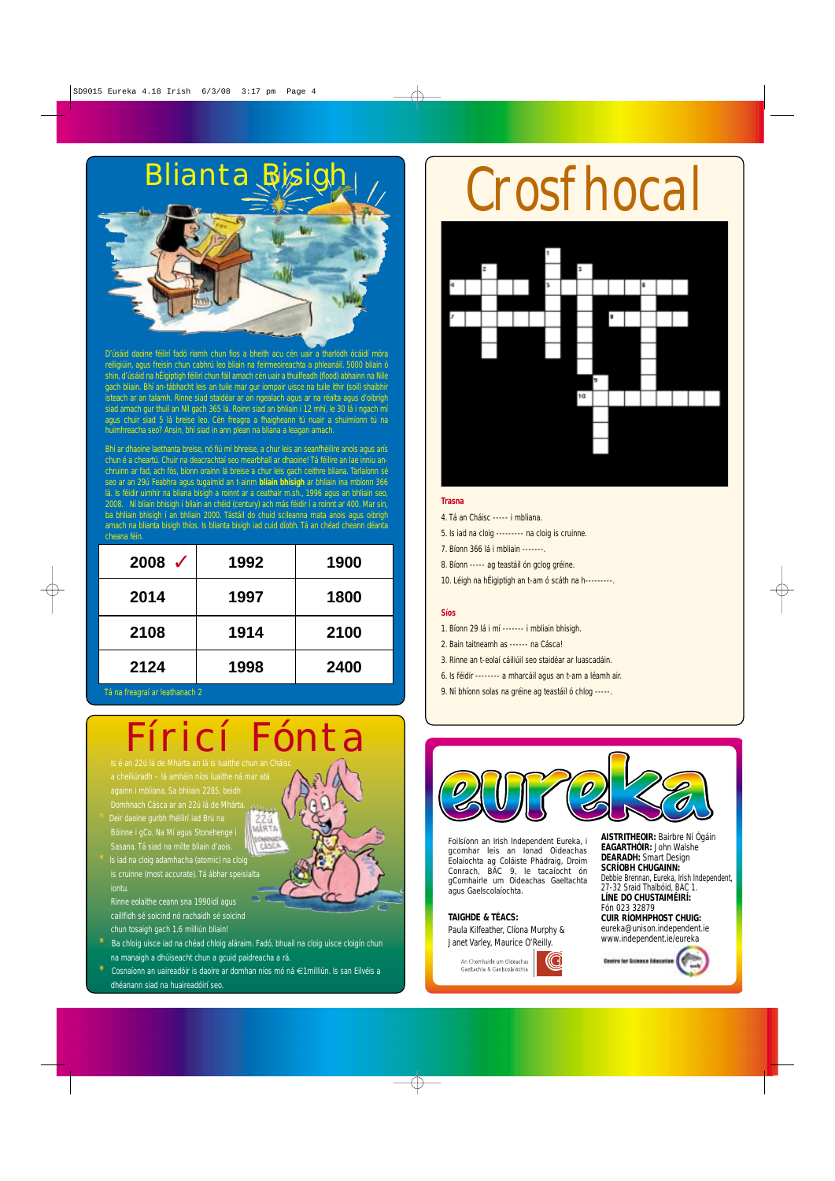# Blianta Bisigh

D'úsáid daoine féilirí fadó riamh chun fios a bheith acu cén uair a tharlódh ócáidí móra reiligiúin, agus freisin chun cabhrú leo bliain na feirmeoireachta a phleanáil. 5000 bliain ó shin, d'úsáid na hÉigiptigh féilirí chun fáil amach cén uair a thuilfeadh (flood) abhainn na Níle gach bliain. Bhí an-tábhacht leis an tuile mar gur iompair uisce na tuile ithir (soil) shaibhir isteach ar an talamh. Rinne siad staidéar ar an ngealach agus ar na réalta agus d'oibrigh siad amach gur thuil an Níl gach 365 lá. Roinn siad an bhliain i 12 mhí, le 30 lá i ngach mí agus chuir siad 5 lá breise leo. Cén freagra a fhaigheann tú nuair a shuimíonn tú na huimhreacha seo? Ansin, bhí siad in ann plean na bliana a leagan amach.

Bhí ar dhaoine laethanta breise, nó fiú mí bhreise, a chur leis an seanfhéilire anois agus arís chun é a cheartú. Chuir na deacrachtaí seo mearbhall ar dhaoine! Tá féilire an lae inniu an-chruinn ar fad, ach fós, bíonn orainn lá breise a chur leis gach ceithre bliana. Tarlaíonn sé seo ar an 29ú Feabhra agus tugaimid an t-ainm **bliain bhisigh** ar bhliain ina mbíonn 366 lá. Is féidir uimhir na bliana bisigh a roinnt ar a ceathair m.sh., 1996 agus an bhliain seo, 2008. Ní bliain bhisigh í bliain an chéid (century) ach más féidir í a roinnt ar 400. Mar sin, ba bhliain bhisigh í an bhliain 2000. Tástáil do chuid scileanna mata anois agus oibrigh amach na blianta bisigh thíos. Is blianta bisigh iad cuid díobh. Tá an chéad cheann déanta cheana féin.

| | | |
|---|---|---|
| 2008 ✓ | 1992 | 1900 |
| 2014 | 1997 | 1800 |
| 2108 | 1914 | 2100 |
| 2124 | 1998 | 2400 |

Tá na freagraí ar leathanach 2

# Fíricí Fónta

- Is é an 22ú lá de Mhárta an lá is luaithe chun an Cháisc a cheiliúradh – lá amháin níos luaithe ná mar atá againn i mbliana. Sa bhliain 2285, beidh Domhnach Cásca ar an 22ú lá de Mhárta.
- Deir daoine gurbh fhéilirí iad Brú na Bóinne i gCo. Na Mí agus Stonehenge i Sasana. Tá siad na mílte bliain d'aois.
- Is iad na cloig adamhacha (atomic) na cloig is cruinne (most accurate). Tá ábhar speisialta iontu. Rinne eolaithe ceann sna 1990idí agus caillfidh sé soicind nó rachaidh sé soicind chun tosaigh gach 1.5 milliún bliain!
- Ba chloig uisce iad na chéad chloig aláraim. Fadó, bhuail na cloig uisce cloigín chun na manaigh a dhúiseacht chun a gcuid paidreacha a rá.
- Cosnaíonn an uaireadóir is daoire ar domhan níos mó ná €1milliún. Is san Eilvéis a dhéanann siad na huaireadóirí seo.

# Crosfhocal

**Trasna**

4. Tá an Cháisc ----- i mbliana.
5. Is iad na cloig --------- na cloig is cruinne.
7. Bíonn 366 lá i mbliain -------.
8. Bíonn ----- ag teastáil ón gclog gréine.
10. Léigh na hÉigiptigh an t-am ó scáth na h---------.

**Síos**

1. Bíonn 29 lá i mí ------- i mbliain bhisigh.
2. Bain taitneamh as ------ na Cásca!
3. Rinne an t-eolaí cáiliúil seo staidéar ar luascadáin.
6. Is féidir -------- a mharcáil agus an t-am a léamh air.
9. Ní bhíonn solas na gréine ag teastáil ó chlog -----.

# eureka

Foilsíonn an Irish Independent Eureka, i gcomhar leis an Ionad Oideachas Eolaíochta ag Coláiste Phádraig, Droim Conrach, BÁC 9, le tacaíocht ón gComhairle um Oideachas Gaeltachta agus Gaelscolaíochta.

**TAIGHDE & TÉACS:**
Paula Kilfeather, Clíona Murphy & Janet Varley, Maurice O'Reilly.

**AISTRITHEOIR:** Bairbre Ní Ógáin
**EAGARTHÓIR:** John Walshe
**DEARADH:** Smart Design
**SCRÍOBH CHUGAINN:**
Debbie Brennan, Eureka, Irish Independent, 27-32 Sráid Thalbóid, BÁC 1.
**LÍNE DO CHUSTAIMÉIRÍ:**
Fón 023 32879
**CUIR RÍOMHPHOST CHUIG:**
eureka@unison.independent.ie
www.independent.ie/eureka

An Chomhairle um Oideachas Gaeltachta & Gaelscolaíochta

Centre for Science Education